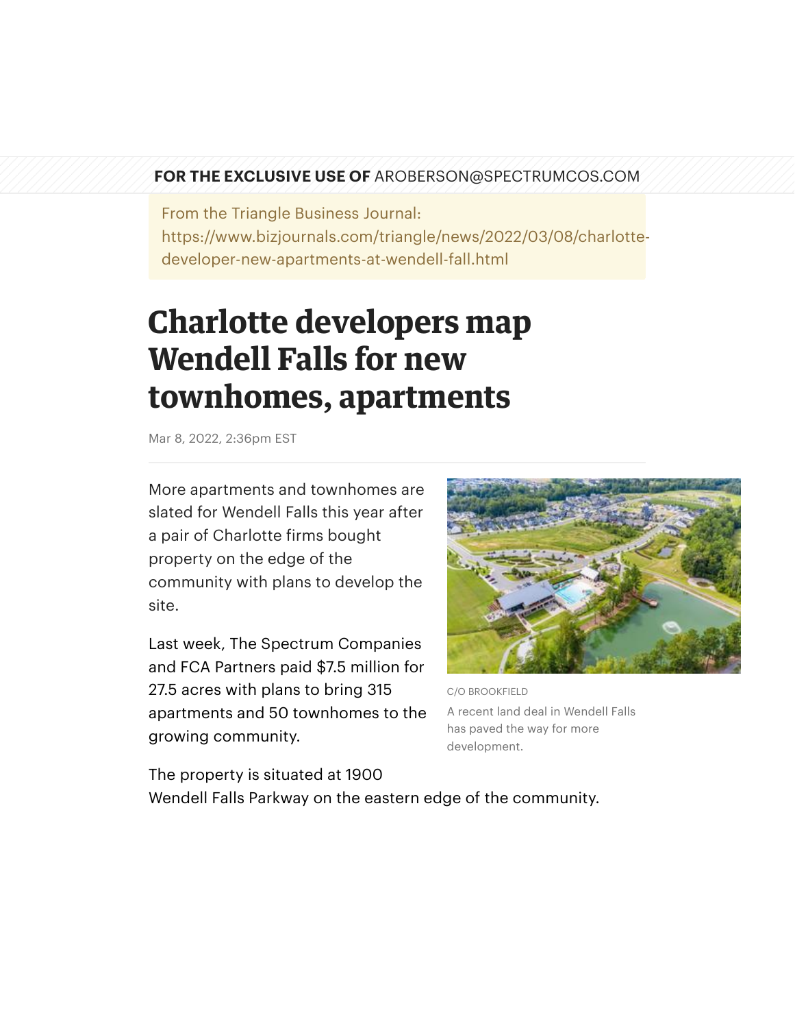**FOR THE EXCLUSIVE USE OF** AROBERSON@SPECTRUMCOS.COM

From the Triangle Business Journal:
https://www.bizjournals.com/triangle/news/2022/03/08/charlotte-developer-new-apartments-at-wendell-fall.html

# Charlotte developers map Wendell Falls for new townhomes, apartments

Mar 8, 2022, 2:36pm EST

More apartments and townhomes are slated for Wendell Falls this year after a pair of Charlotte firms bought property on the edge of the community with plans to develop the site.

Last week, The Spectrum Companies and FCA Partners paid $7.5 million for 27.5 acres with plans to bring 315 apartments and 50 townhomes to the growing community.

C/O BROOKFIELD

A recent land deal in Wendell Falls has paved the way for more development.

The property is situated at 1900 Wendell Falls Parkway on the eastern edge of the community.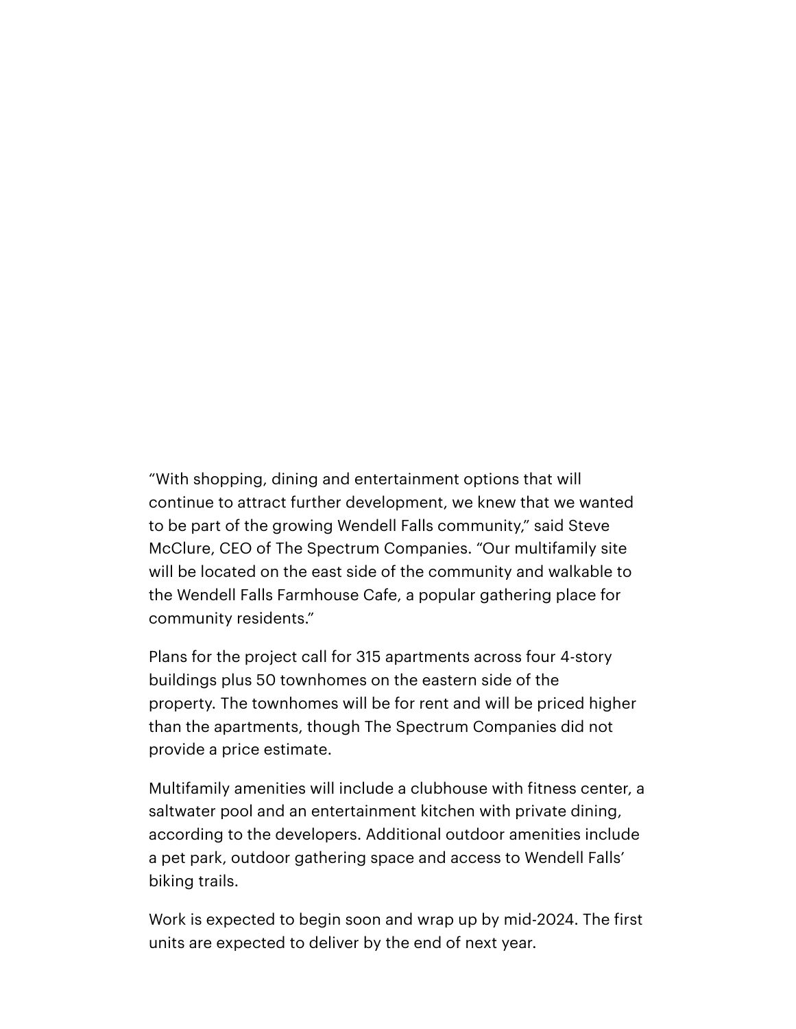“With shopping, dining and entertainment options that will continue to attract further development, we knew that we wanted to be part of the growing Wendell Falls community,” said Steve McClure, CEO of The Spectrum Companies. “Our multifamily site will be located on the east side of the community and walkable to the Wendell Falls Farmhouse Cafe, a popular gathering place for community residents.”

Plans for the project call for 315 apartments across four 4-story buildings plus 50 townhomes on the eastern side of the property. The townhomes will be for rent and will be priced higher than the apartments, though The Spectrum Companies did not provide a price estimate.

Multifamily amenities will include a clubhouse with fitness center, a saltwater pool and an entertainment kitchen with private dining, according to the developers. Additional outdoor amenities include a pet park, outdoor gathering space and access to Wendell Falls’ biking trails.

Work is expected to begin soon and wrap up by mid-2024. The first units are expected to deliver by the end of next year.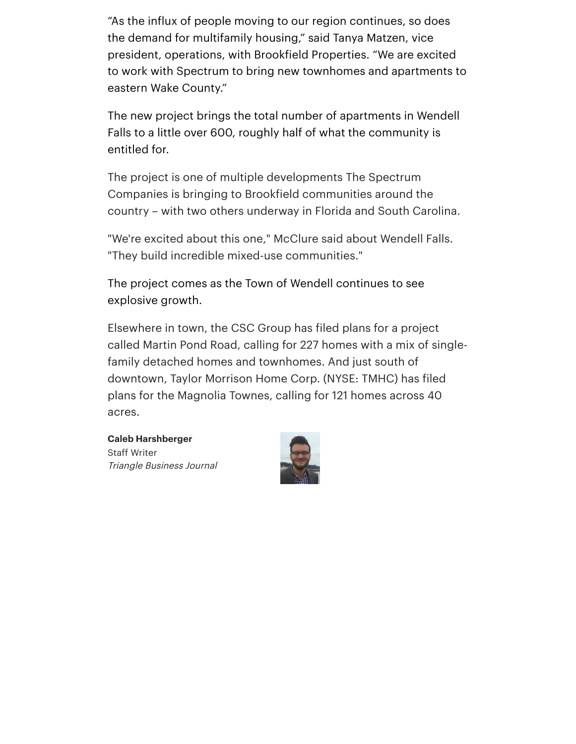"As the influx of people moving to our region continues, so does the demand for multifamily housing," said Tanya Matzen, vice president, operations, with Brookfield Properties. "We are excited to work with Spectrum to bring new townhomes and apartments to eastern Wake County."

The new project brings the total number of apartments in Wendell Falls to a little over 600, roughly half of what the community is entitled for.

The project is one of multiple developments The Spectrum Companies is bringing to Brookfield communities around the country – with two others underway in Florida and South Carolina.

"We're excited about this one," McClure said about Wendell Falls. "They build incredible mixed-use communities."

The project comes as the Town of Wendell continues to see explosive growth.

Elsewhere in town, the CSC Group has filed plans for a project called Martin Pond Road, calling for 227 homes with a mix of single-family detached homes and townhomes. And just south of downtown, Taylor Morrison Home Corp. (NYSE: TMHC) has filed plans for the Magnolia Townes, calling for 121 homes across 40 acres.

**Caleb Harshberger**
Staff Writer
*Triangle Business Journal*